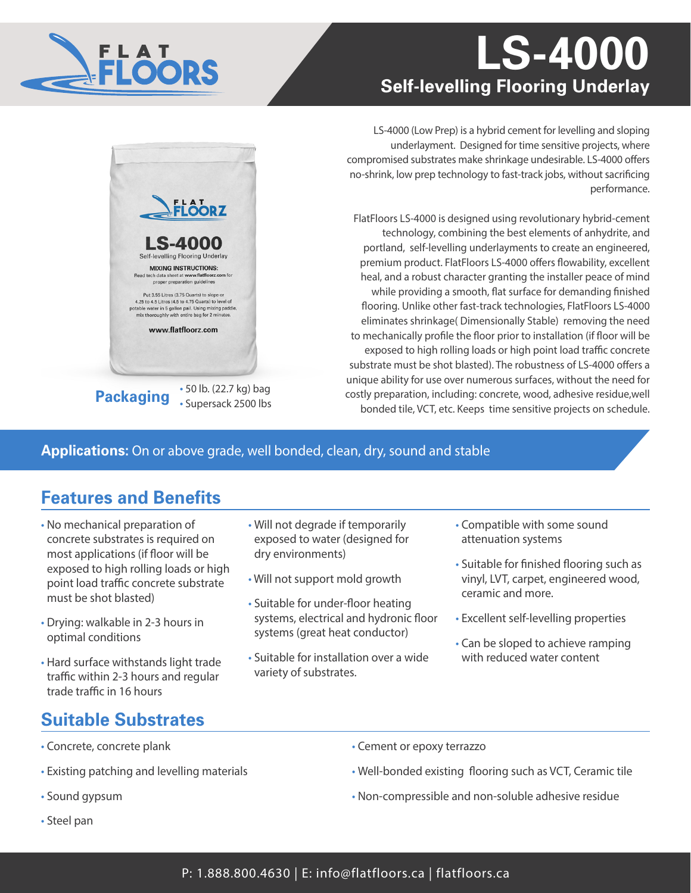# LS-4000

## Self-levelling Flooring Underlay

LS-4000 (Low Prep) is a hybrid cement for levelling and sloping underlayment. Designed for time sensitive projects, where compromised substrates make shrinkage undesirable. LS-4000 offers no-shrink, low prep technology to fast-track jobs, without sacrificing performance.

FlatFloors LS-4000 is designed using revolutionary hybrid-cement technology, combining the best elements of anhydrite, and portland, self-levelling underlayments to create an engineered, premium product. FlatFloors LS-4000 offers flowability, excellent heal, and a robust character granting the installer peace of mind while providing a smooth, flat surface for demanding finished flooring. Unlike other fast-track technologies, FlatFloors LS-4000 eliminates shrinkage( Dimensionally Stable) removing the need to mechanically profile the floor prior to installation (if floor will be exposed to high rolling loads or high point load traffic concrete substrate must be shot blasted). The robustness of LS-4000 offers a unique ability for use over numerous surfaces, without the need for costly preparation, including: concrete, wood, adhesive residue,well bonded tile, VCT, etc. Keeps time sensitive projects on schedule.

**Packaging**

- 50 lb. (22.7 kg) bag
- Supersack 2500 lbs

**Applications:** On or above grade, well bonded, clean, dry, sound and stable

## Features and Benefits

- No mechanical preparation of concrete substrates is required on most applications (if floor will be exposed to high rolling loads or high point load traffic concrete substrate must be shot blasted)
- Drying: walkable in 2-3 hours in optimal conditions
- Hard surface withstands light trade traffic within 2-3 hours and regular trade traffic in 16 hours
- Will not degrade if temporarily exposed to water (designed for dry environments)
- Will not support mold growth
- Suitable for under-floor heating systems, electrical and hydronic floor systems (great heat conductor)
- Suitable for installation over a wide variety of substrates.
- Compatible with some sound attenuation systems
- Suitable for finished flooring such as vinyl, LVT, carpet, engineered wood, ceramic and more.
- Excellent self-levelling properties
- Can be sloped to achieve ramping with reduced water content

## Suitable Substrates

- Concrete, concrete plank
- Existing patching and levelling materials
- Sound gypsum
- Steel pan
- Cement or epoxy terrazzo
- Well-bonded existing flooring such as VCT, Ceramic tile
- Non-compressible and non-soluble adhesive residue

P: 1.888.800.4630 | E: info@flatfloors.ca | flatfloors.ca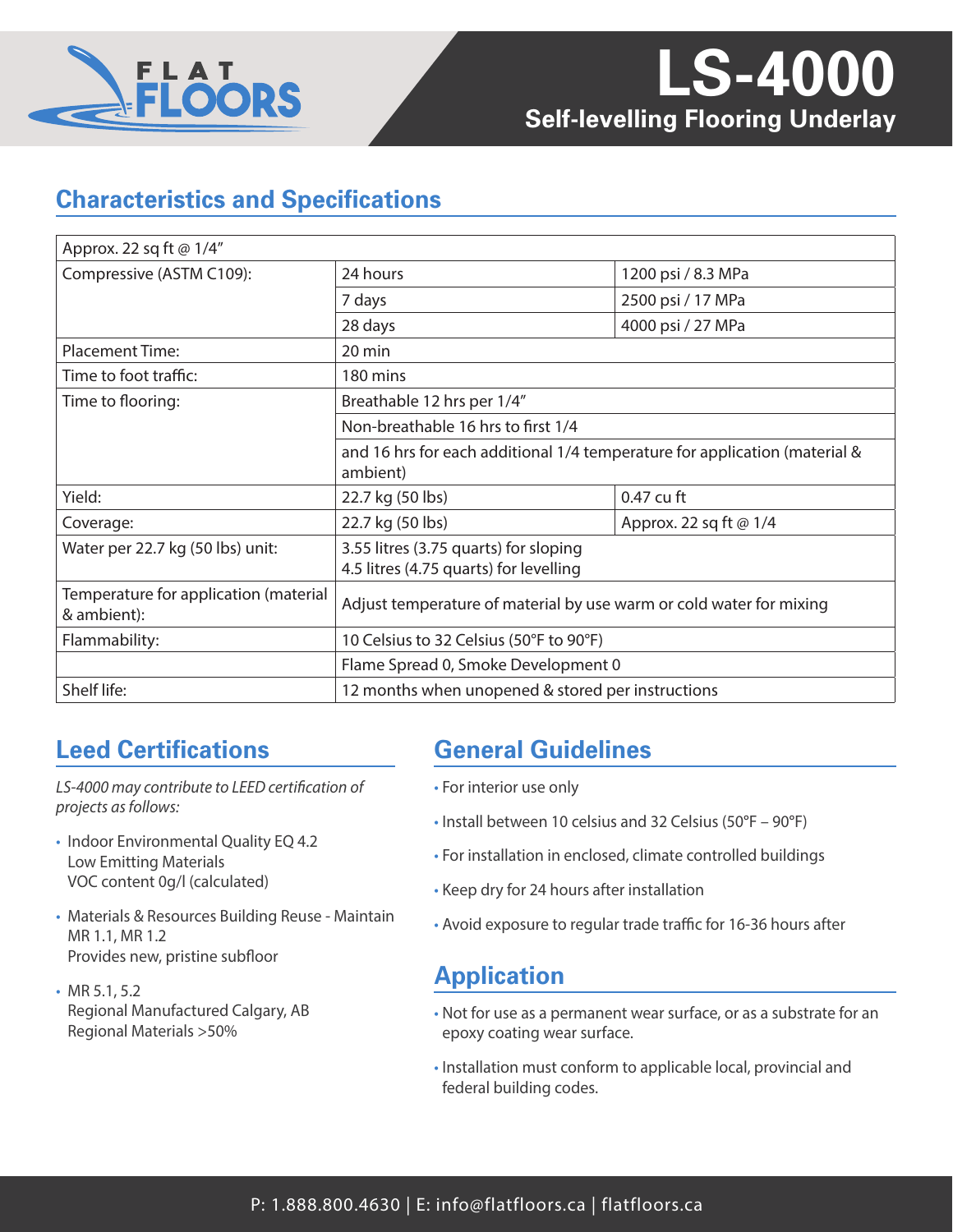# LS-4000

**Self-levelling Flooring Underlay**

## Characteristics and Specifications

| Approx. 22 sq ft @ 1/4″ | | |
|---|---|---|
| Compressive (ASTM C109): | 24 hours | 1200 psi / 8.3 MPa |
| | 7 days | 2500 psi / 17 MPa |
| | 28 days | 4000 psi / 27 MPa |
| Placement Time: | 20 min | |
| Time to foot traffic: | 180 mins | |
| Time to flooring: | Breathable 12 hrs per 1/4″ | |
| | Non-breathable 16 hrs to first 1/4 | |
| | and 16 hrs for each additional 1/4 temperature for application (material & ambient) | |
| Yield: | 22.7 kg (50 lbs) | 0.47 cu ft |
| Coverage: | 22.7 kg (50 lbs) | Approx. 22 sq ft @ 1/4 |
| Water per 22.7 kg (50 lbs) unit: | 3.55 litres (3.75 quarts) for sloping<br>4.5 litres (4.75 quarts) for levelling | |
| Temperature for application (material & ambient): | Adjust temperature of material by use warm or cold water for mixing | |
| Flammability: | 10 Celsius to 32 Celsius (50°F to 90°F) | |
| | Flame Spread 0, Smoke Development 0 | |
| Shelf life: | 12 months when unopened & stored per instructions | |

## Leed Certifications

*LS-4000 may contribute to LEED certification of projects as follows:*

- Indoor Environmental Quality EQ 4.2
  Low Emitting Materials
  VOC content 0g/l (calculated)
- Materials & Resources Building Reuse - Maintain
  MR 1.1, MR 1.2
  Provides new, pristine subfloor
- MR 5.1, 5.2
  Regional Manufactured Calgary, AB
  Regional Materials >50%

## General Guidelines

- For interior use only
- Install between 10 celsius and 32 Celsius (50°F – 90°F)
- For installation in enclosed, climate controlled buildings
- Keep dry for 24 hours after installation
- Avoid exposure to regular trade traffic for 16-36 hours after

## Application

- Not for use as a permanent wear surface, or as a substrate for an epoxy coating wear surface.
- Installation must conform to applicable local, provincial and federal building codes.

P: 1.888.800.4630 | E: info@flatfloors.ca | flatfloors.ca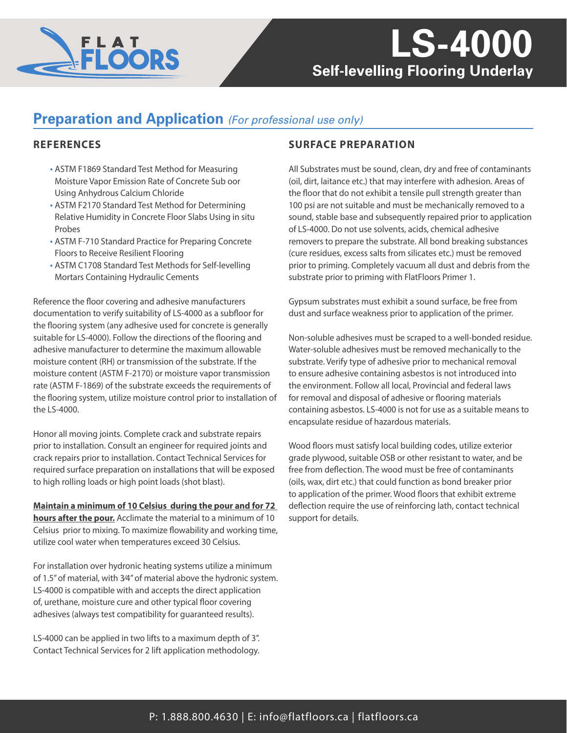# LS-4000

**Self-levelling Flooring Underlay**

## Preparation and Application *(For professional use only)*

### REFERENCES

- ASTM F1869 Standard Test Method for Measuring Moisture Vapor Emission Rate of Concrete Sub oor Using Anhydrous Calcium Chloride
- ASTM F2170 Standard Test Method for Determining Relative Humidity in Concrete Floor Slabs Using in situ Probes
- ASTM F-710 Standard Practice for Preparing Concrete Floors to Receive Resilient Flooring
- ASTM C1708 Standard Test Methods for Self-levelling Mortars Containing Hydraulic Cements

Reference the floor covering and adhesive manufacturers documentation to verify suitability of LS-4000 as a subfloor for the flooring system (any adhesive used for concrete is generally suitable for LS-4000). Follow the directions of the flooring and adhesive manufacturer to determine the maximum allowable moisture content (RH) or transmission of the substrate. If the moisture content (ASTM F-2170) or moisture vapor transmission rate (ASTM F-1869) of the substrate exceeds the requirements of the flooring system, utilize moisture control prior to installation of the LS-4000.

Honor all moving joints. Complete crack and substrate repairs prior to installation. Consult an engineer for required joints and crack repairs prior to installation. Contact Technical Services for required surface preparation on installations that will be exposed to high rolling loads or high point loads (shot blast).

**Maintain a minimum of 10 Celsius during the pour and for 72 hours after the pour.** Acclimate the material to a minimum of 10 Celsius prior to mixing. To maximize flowability and working time, utilize cool water when temperatures exceed 30 Celsius.

For installation over hydronic heating systems utilize a minimum of 1.5" of material, with 3⁄4" of material above the hydronic system. LS-4000 is compatible with and accepts the direct application of, urethane, moisture cure and other typical floor covering adhesives (always test compatibility for guaranteed results).

LS-4000 can be applied in two lifts to a maximum depth of 3". Contact Technical Services for 2 lift application methodology.

### SURFACE PREPARATION

All Substrates must be sound, clean, dry and free of contaminants (oil, dirt, laitance etc.) that may interfere with adhesion. Areas of the floor that do not exhibit a tensile pull strength greater than 100 psi are not suitable and must be mechanically removed to a sound, stable base and subsequently repaired prior to application of LS-4000. Do not use solvents, acids, chemical adhesive removers to prepare the substrate. All bond breaking substances (cure residues, excess salts from silicates etc.) must be removed prior to priming. Completely vacuum all dust and debris from the substrate prior to priming with FlatFloors Primer 1.

Gypsum substrates must exhibit a sound surface, be free from dust and surface weakness prior to application of the primer.

Non-soluble adhesives must be scraped to a well-bonded residue. Water-soluble adhesives must be removed mechanically to the substrate. Verify type of adhesive prior to mechanical removal to ensure adhesive containing asbestos is not introduced into the environment. Follow all local, Provincial and federal laws for removal and disposal of adhesive or flooring materials containing asbestos. LS-4000 is not for use as a suitable means to encapsulate residue of hazardous materials.

Wood floors must satisfy local building codes, utilize exterior grade plywood, suitable OSB or other resistant to water, and be free from deflection. The wood must be free of contaminants (oils, wax, dirt etc.) that could function as bond breaker prior to application of the primer. Wood floors that exhibit extreme deflection require the use of reinforcing lath, contact technical support for details.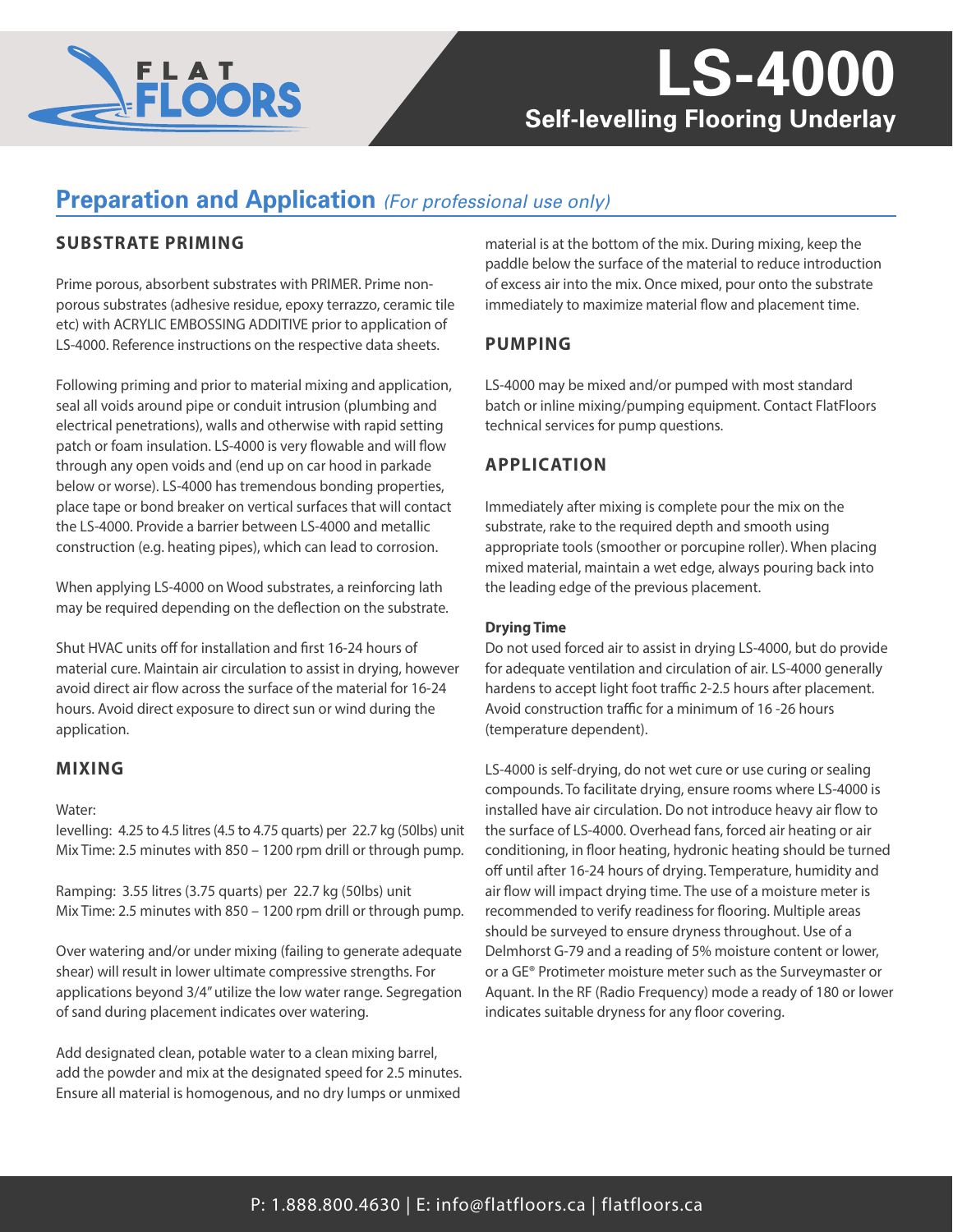# LS-4000

**Self-levelling Flooring Underlay**

## Preparation and Application *(For professional use only)*

### SUBSTRATE PRIMING

Prime porous, absorbent substrates with PRIMER. Prime non-porous substrates (adhesive residue, epoxy terrazzo, ceramic tile etc) with ACRYLIC EMBOSSING ADDITIVE prior to application of LS-4000. Reference instructions on the respective data sheets.

Following priming and prior to material mixing and application, seal all voids around pipe or conduit intrusion (plumbing and electrical penetrations), walls and otherwise with rapid setting patch or foam insulation. LS-4000 is very flowable and will flow through any open voids and (end up on car hood in parkade below or worse). LS-4000 has tremendous bonding properties, place tape or bond breaker on vertical surfaces that will contact the LS-4000. Provide a barrier between LS-4000 and metallic construction (e.g. heating pipes), which can lead to corrosion.

When applying LS-4000 on Wood substrates, a reinforcing lath may be required depending on the deflection on the substrate.

Shut HVAC units off for installation and first 16-24 hours of material cure. Maintain air circulation to assist in drying, however avoid direct air flow across the surface of the material for 16-24 hours. Avoid direct exposure to direct sun or wind during the application.

### MIXING

Water:
levelling: 4.25 to 4.5 litres (4.5 to 4.75 quarts) per 22.7 kg (50lbs) unit
Mix Time: 2.5 minutes with 850 – 1200 rpm drill or through pump.

Ramping: 3.55 litres (3.75 quarts) per 22.7 kg (50lbs) unit
Mix Time: 2.5 minutes with 850 – 1200 rpm drill or through pump.

Over watering and/or under mixing (failing to generate adequate shear) will result in lower ultimate compressive strengths. For applications beyond 3/4" utilize the low water range. Segregation of sand during placement indicates over watering.

Add designated clean, potable water to a clean mixing barrel, add the powder and mix at the designated speed for 2.5 minutes. Ensure all material is homogenous, and no dry lumps or unmixed material is at the bottom of the mix. During mixing, keep the paddle below the surface of the material to reduce introduction of excess air into the mix. Once mixed, pour onto the substrate immediately to maximize material flow and placement time.

### PUMPING

LS-4000 may be mixed and/or pumped with most standard batch or inline mixing/pumping equipment. Contact FlatFloors technical services for pump questions.

### APPLICATION

Immediately after mixing is complete pour the mix on the substrate, rake to the required depth and smooth using appropriate tools (smoother or porcupine roller). When placing mixed material, maintain a wet edge, always pouring back into the leading edge of the previous placement.

**Drying Time**
Do not used forced air to assist in drying LS-4000, but do provide for adequate ventilation and circulation of air. LS-4000 generally hardens to accept light foot traffic 2-2.5 hours after placement. Avoid construction traffic for a minimum of 16 -26 hours (temperature dependent).

LS-4000 is self-drying, do not wet cure or use curing or sealing compounds. To facilitate drying, ensure rooms where LS-4000 is installed have air circulation. Do not introduce heavy air flow to the surface of LS-4000. Overhead fans, forced air heating or air conditioning, in floor heating, hydronic heating should be turned off until after 16-24 hours of drying. Temperature, humidity and air flow will impact drying time. The use of a moisture meter is recommended to verify readiness for flooring. Multiple areas should be surveyed to ensure dryness throughout. Use of a Delmhorst G-79 and a reading of 5% moisture content or lower, or a GE® Protimeter moisture meter such as the Surveymaster or Aquant. In the RF (Radio Frequency) mode a ready of 180 or lower indicates suitable dryness for any floor covering.

P: 1.888.800.4630 | E: info@flatfloors.ca | flatfloors.ca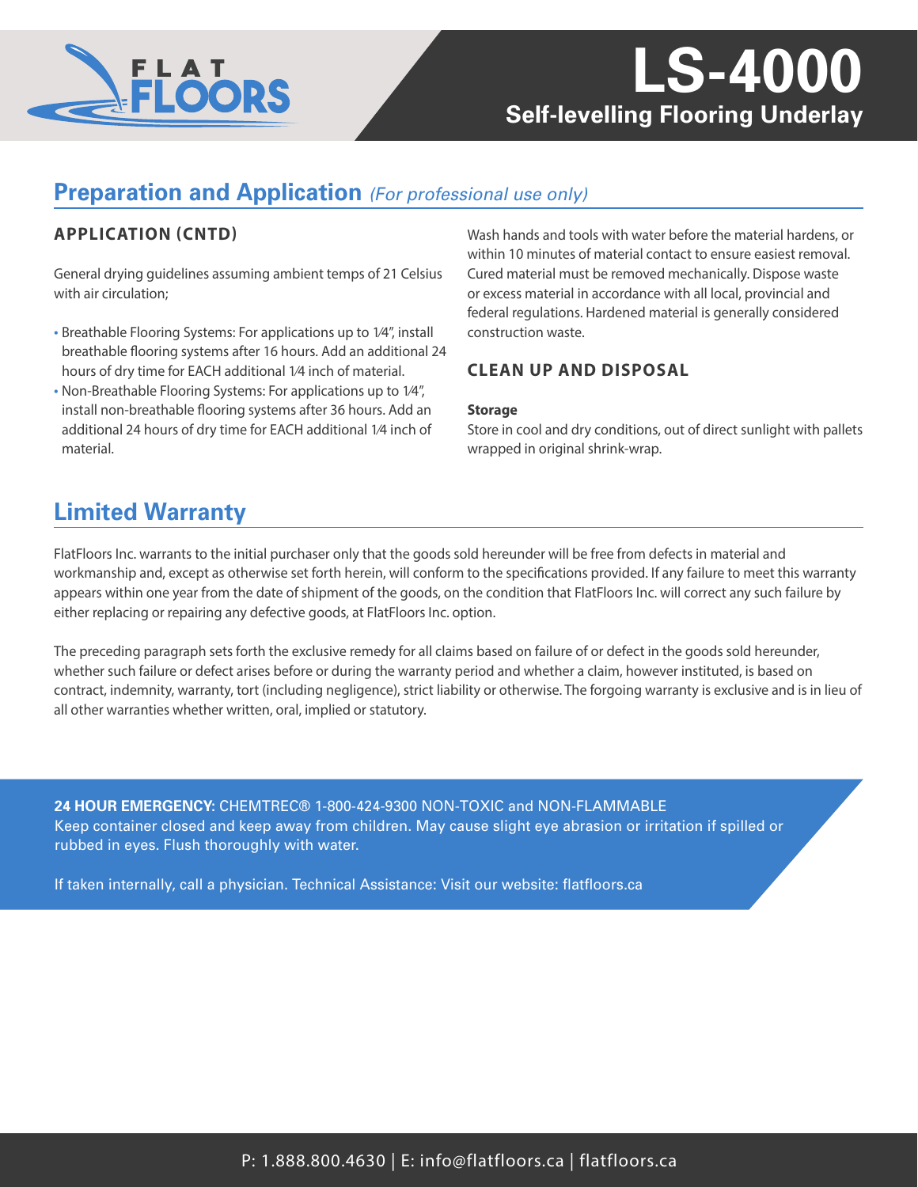# LS-4000

**Self-levelling Flooring Underlay**

## Preparation and Application *(For professional use only)*

### APPLICATION (CNTD)

General drying guidelines assuming ambient temps of 21 Celsius with air circulation;

- Breathable Flooring Systems: For applications up to 1⁄4", install breathable flooring systems after 16 hours. Add an additional 24 hours of dry time for EACH additional 1⁄4 inch of material.
- Non-Breathable Flooring Systems: For applications up to 1⁄4", install non-breathable flooring systems after 36 hours. Add an additional 24 hours of dry time for EACH additional 1⁄4 inch of material.

Wash hands and tools with water before the material hardens, or within 10 minutes of material contact to ensure easiest removal. Cured material must be removed mechanically. Dispose waste or excess material in accordance with all local, provincial and federal regulations. Hardened material is generally considered construction waste.

### CLEAN UP AND DISPOSAL

**Storage**

Store in cool and dry conditions, out of direct sunlight with pallets wrapped in original shrink-wrap.

## Limited Warranty

FlatFloors Inc. warrants to the initial purchaser only that the goods sold hereunder will be free from defects in material and workmanship and, except as otherwise set forth herein, will conform to the specifications provided. If any failure to meet this warranty appears within one year from the date of shipment of the goods, on the condition that FlatFloors Inc. will correct any such failure by either replacing or repairing any defective goods, at FlatFloors Inc. option.

The preceding paragraph sets forth the exclusive remedy for all claims based on failure of or defect in the goods sold hereunder, whether such failure or defect arises before or during the warranty period and whether a claim, however instituted, is based on contract, indemnity, warranty, tort (including negligence), strict liability or otherwise. The forgoing warranty is exclusive and is in lieu of all other warranties whether written, oral, implied or statutory.

**24 HOUR EMERGENCY:** CHEMTREC® 1-800-424-9300 NON-TOXIC and NON-FLAMMABLE
Keep container closed and keep away from children. May cause slight eye abrasion or irritation if spilled or rubbed in eyes. Flush thoroughly with water.

If taken internally, call a physician. Technical Assistance: Visit our website: flatfloors.ca

P: 1.888.800.4630 | E: info@flatfloors.ca | flatfloors.ca